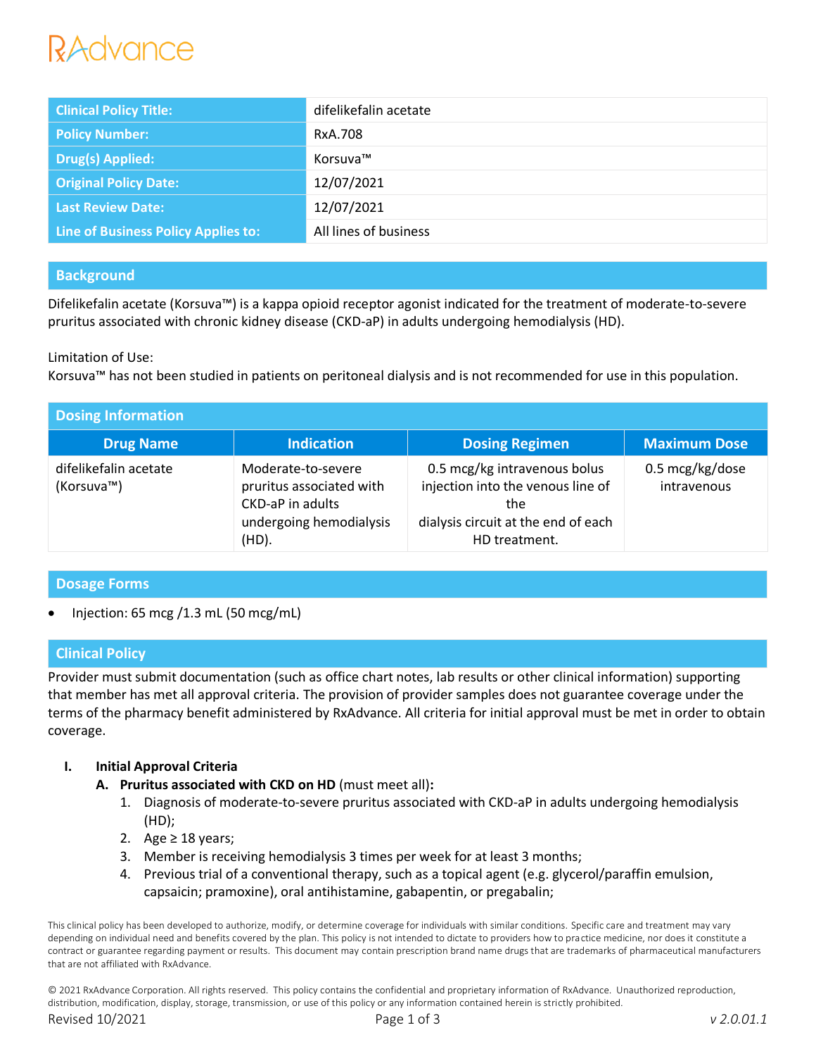RxAdvance

| Clinical Policy Title: | difelikefalin acetate |
|---|---|
| Policy Number: | RxA.708 |
| Drug(s) Applied: | Korsuva™ |
| Original Policy Date: | 12/07/2021 |
| Last Review Date: | 12/07/2021 |
| Line of Business Policy Applies to: | All lines of business |

## Background

Difelikefalin acetate (Korsuva™) is a kappa opioid receptor agonist indicated for the treatment of moderate-to-severe pruritus associated with chronic kidney disease (CKD-aP) in adults undergoing hemodialysis (HD).

Limitation of Use:
Korsuva™ has not been studied in patients on peritoneal dialysis and is not recommended for use in this population.

## Dosing Information

| Drug Name | Indication | Dosing Regimen | Maximum Dose |
|---|---|---|---|
| difelikefalin acetate (Korsuva™) | Moderate-to-severe pruritus associated with CKD-aP in adults undergoing hemodialysis (HD). | 0.5 mcg/kg intravenous bolus injection into the venous line of the dialysis circuit at the end of each HD treatment. | 0.5 mcg/kg/dose intravenous |

## Dosage Forms

- Injection: 65 mcg /1.3 mL (50 mcg/mL)

## Clinical Policy

Provider must submit documentation (such as office chart notes, lab results or other clinical information) supporting that member has met all approval criteria. The provision of provider samples does not guarantee coverage under the terms of the pharmacy benefit administered by RxAdvance. All criteria for initial approval must be met in order to obtain coverage.

**I. Initial Approval Criteria**

**A. Pruritus associated with CKD on HD** (must meet all)**:**

1. Diagnosis of moderate-to-severe pruritus associated with CKD-aP in adults undergoing hemodialysis (HD);
2. Age ≥ 18 years;
3. Member is receiving hemodialysis 3 times per week for at least 3 months;
4. Previous trial of a conventional therapy, such as a topical agent (e.g. glycerol/paraffin emulsion, capsaicin; pramoxine), oral antihistamine, gabapentin, or pregabalin;

This clinical policy has been developed to authorize, modify, or determine coverage for individuals with similar conditions. Specific care and treatment may vary depending on individual need and benefits covered by the plan. This policy is not intended to dictate to providers how to practice medicine, nor does it constitute a contract or guarantee regarding payment or results. This document may contain prescription brand name drugs that are trademarks of pharmaceutical manufacturers that are not affiliated with RxAdvance.

© 2021 RxAdvance Corporation. All rights reserved. This policy contains the confidential and proprietary information of RxAdvance. Unauthorized reproduction, distribution, modification, display, storage, transmission, or use of this policy or any information contained herein is strictly prohibited.

Revised 10/2021 v 2.0.01.1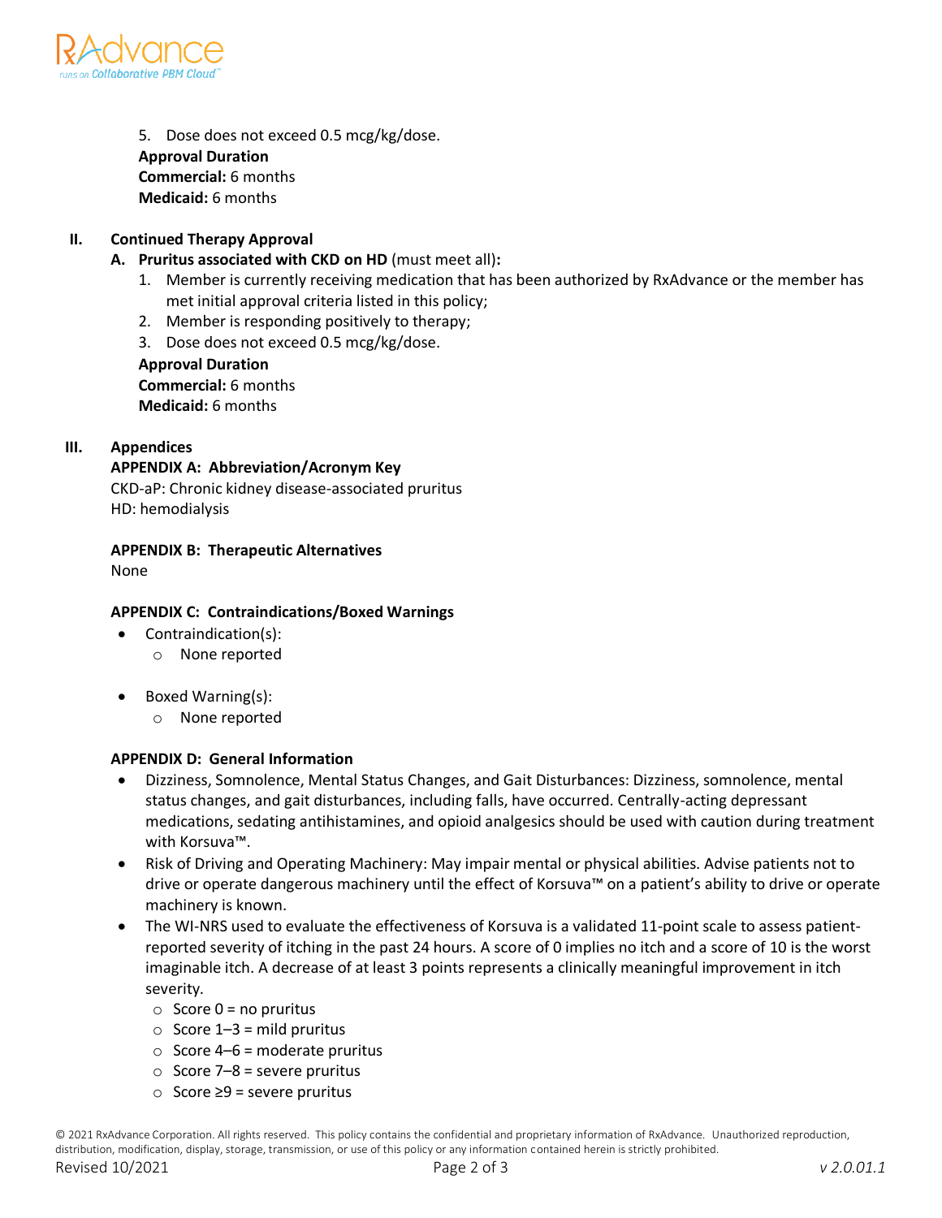5. Dose does not exceed 0.5 mcg/kg/dose.

**Approval Duration**
**Commercial:** 6 months
**Medicaid:** 6 months

## II. Continued Therapy Approval

**A. Pruritus associated with CKD on HD** (must meet all)**:**

1. Member is currently receiving medication that has been authorized by RxAdvance or the member has met initial approval criteria listed in this policy;
2. Member is responding positively to therapy;
3. Dose does not exceed 0.5 mcg/kg/dose.

**Approval Duration**
**Commercial:** 6 months
**Medicaid:** 6 months

## III. Appendices

**APPENDIX A: Abbreviation/Acronym Key**

CKD-aP: Chronic kidney disease-associated pruritus
HD: hemodialysis

**APPENDIX B: Therapeutic Alternatives**

None

**APPENDIX C: Contraindications/Boxed Warnings**

- Contraindication(s):
  - None reported
- Boxed Warning(s):
  - None reported

**APPENDIX D: General Information**

- Dizziness, Somnolence, Mental Status Changes, and Gait Disturbances: Dizziness, somnolence, mental status changes, and gait disturbances, including falls, have occurred. Centrally-acting depressant medications, sedating antihistamines, and opioid analgesics should be used with caution during treatment with Korsuva™.
- Risk of Driving and Operating Machinery: May impair mental or physical abilities. Advise patients not to drive or operate dangerous machinery until the effect of Korsuva™ on a patient's ability to drive or operate machinery is known.
- The WI-NRS used to evaluate the effectiveness of Korsuva is a validated 11-point scale to assess patient-reported severity of itching in the past 24 hours. A score of 0 implies no itch and a score of 10 is the worst imaginable itch. A decrease of at least 3 points represents a clinically meaningful improvement in itch severity.
  - Score 0 = no pruritus
  - Score 1–3 = mild pruritus
  - Score 4–6 = moderate pruritus
  - Score 7–8 = severe pruritus
  - Score ≥9 = severe pruritus

© 2021 RxAdvance Corporation. All rights reserved. This policy contains the confidential and proprietary information of RxAdvance. Unauthorized reproduction, distribution, modification, display, storage, transmission, or use of this policy or any information contained herein is strictly prohibited.
Revised 10/2021 v 2.0.01.1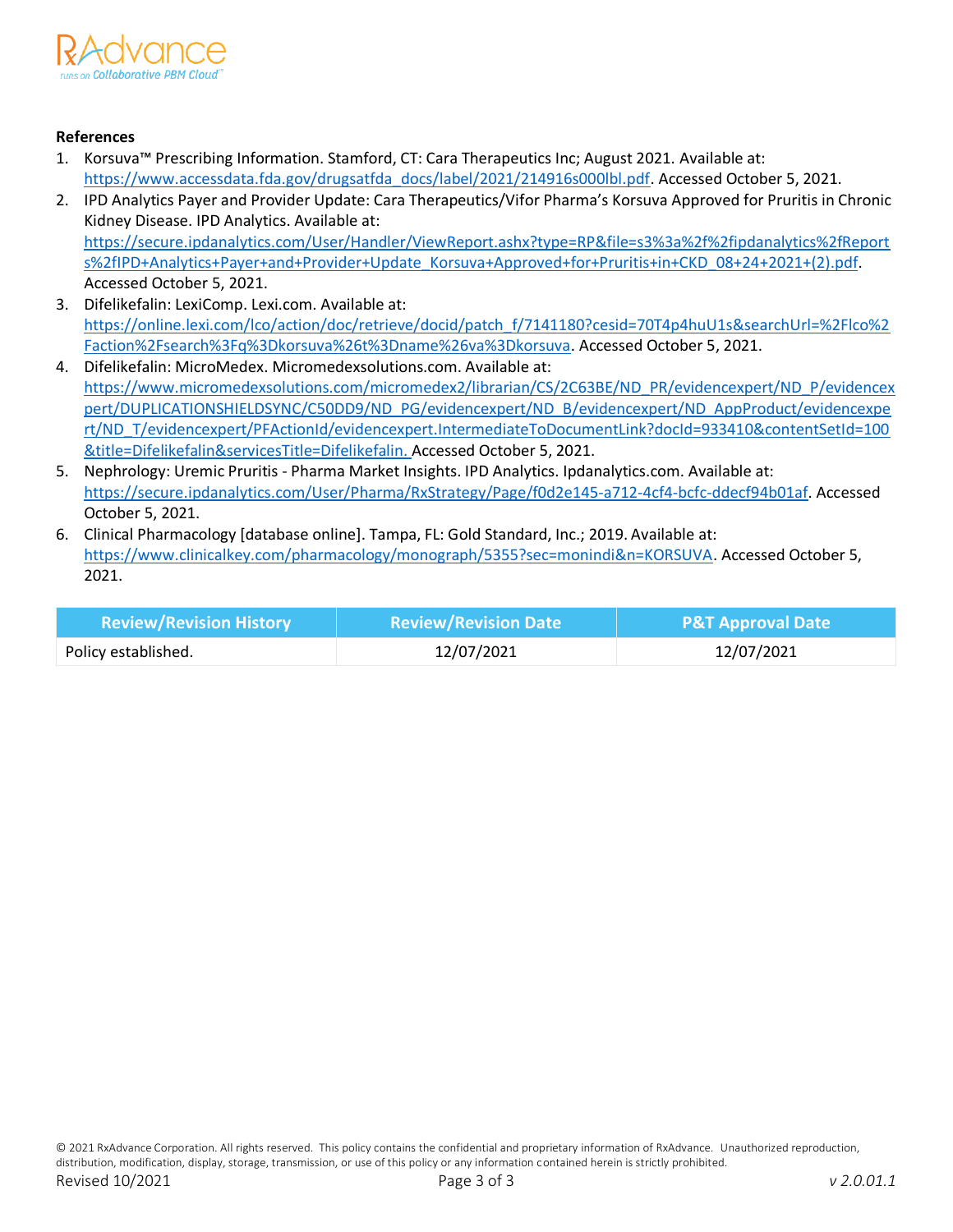**References**

1. Korsuva™ Prescribing Information. Stamford, CT: Cara Therapeutics Inc; August 2021. Available at: https://www.accessdata.fda.gov/drugsatfda_docs/label/2021/214916s000lbl.pdf. Accessed October 5, 2021.
2. IPD Analytics Payer and Provider Update: Cara Therapeutics/Vifor Pharma's Korsuva Approved for Pruritis in Chronic Kidney Disease. IPD Analytics. Available at: https://secure.ipdanalytics.com/User/Handler/ViewReport.ashx?type=RP&file=s3%3a%2f%2fipdanalytics%2fReports%2fIPD+Analytics+Payer+and+Provider+Update_Korsuva+Approved+for+Pruritis+in+CKD_08+24+2021+(2).pdf. Accessed October 5, 2021.
3. Difelikefalin: LexiComp. Lexi.com. Available at: https://online.lexi.com/lco/action/doc/retrieve/docid/patch_f/7141180?cesid=70T4p4huU1s&searchUrl=%2Flco%2Faction%2Fsearch%3Fq%3Dkorsuva%26t%3Dname%26va%3Dkorsuva. Accessed October 5, 2021.
4. Difelikefalin: MicroMedex. Micromedexsolutions.com. Available at: https://www.micromedexsolutions.com/micromedex2/librarian/CS/2C63BE/ND_PR/evidencexpert/ND_P/evidencexpert/DUPLICATIONSHIELDSYNC/C50DD9/ND_PG/evidencexpert/ND_B/evidencexpert/ND_AppProduct/evidencexpert/ND_T/evidencexpert/PFActionId/evidencexpert.IntermediateToDocumentLink?docId=933410&contentSetId=100&title=Difelikefalin&servicesTitle=Difelikefalin. Accessed October 5, 2021.
5. Nephrology: Uremic Pruritis - Pharma Market Insights. IPD Analytics. Ipdanalytics.com. Available at: https://secure.ipdanalytics.com/User/Pharma/RxStrategy/Page/f0d2e145-a712-4cf4-bcfc-ddecf94b01af. Accessed October 5, 2021.
6. Clinical Pharmacology [database online]. Tampa, FL: Gold Standard, Inc.; 2019. Available at: https://www.clinicalkey.com/pharmacology/monograph/5355?sec=monindi&n=KORSUVA. Accessed October 5, 2021.

| Review/Revision History | Review/Revision Date | P&T Approval Date |
|---|---|---|
| Policy established. | 12/07/2021 | 12/07/2021 |

© 2021 RxAdvance Corporation. All rights reserved. This policy contains the confidential and proprietary information of RxAdvance. Unauthorized reproduction, distribution, modification, display, storage, transmission, or use of this policy or any information contained herein is strictly prohibited.

Revised 10/2021 *v 2.0.01.1*